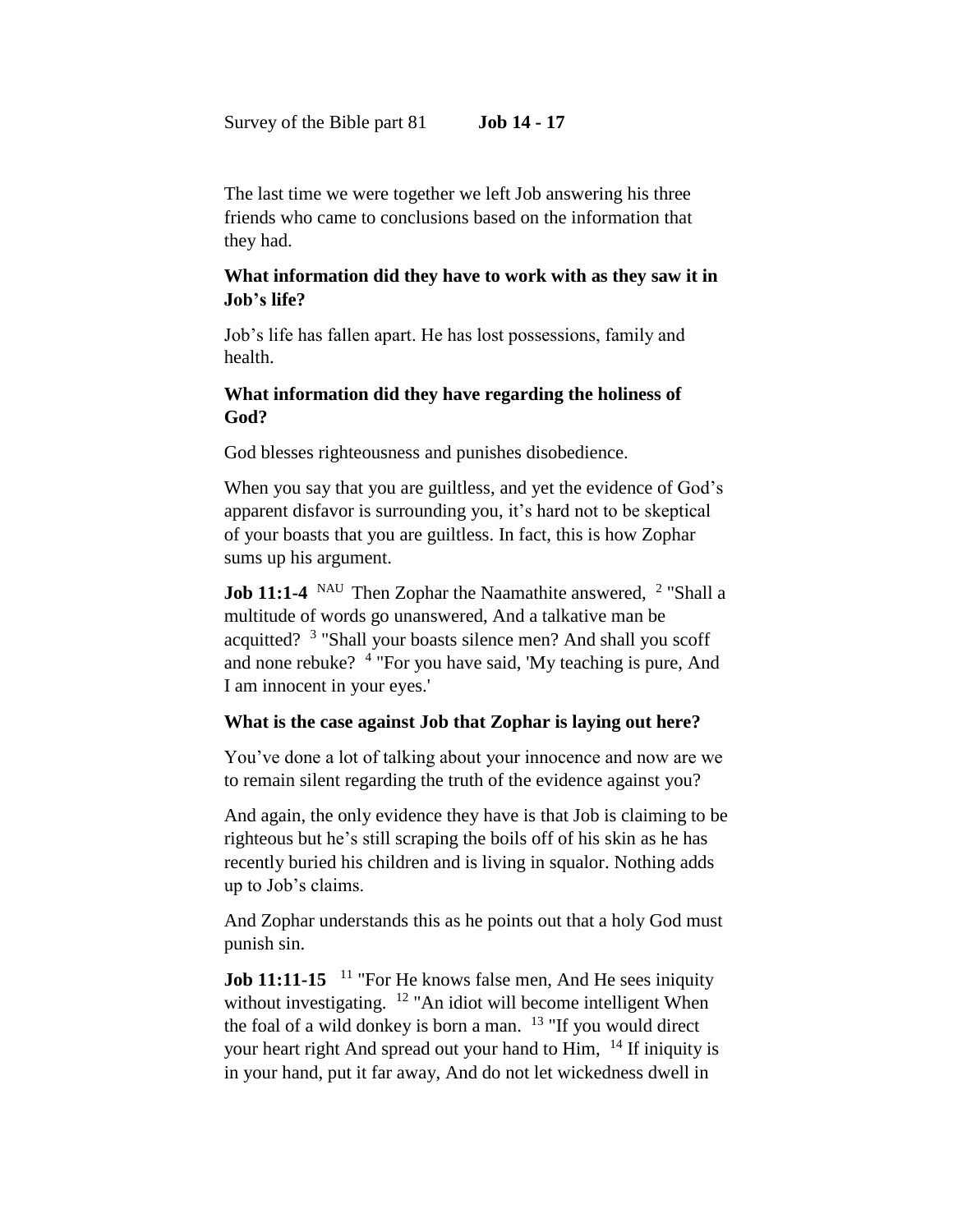Survey of the Bible part 81 **Job 14 - 17**

The last time we were together we left Job answering his three friends who came to conclusions based on the information that they had.

**What information did they have to work with as they saw it in Job's life?**

Job's life has fallen apart. He has lost possessions, family and health.

**What information did they have regarding the holiness of God?**

God blesses righteousness and punishes disobedience.

When you say that you are guiltless, and yet the evidence of God's apparent disfavor is surrounding you, it's hard not to be skeptical of your boasts that you are guiltless. In fact, this is how Zophar sums up his argument.

**Job 11:1-4** NAU Then Zophar the Naamathite answered, [2] "Shall a multitude of words go unanswered, And a talkative man be acquitted? [3] "Shall your boasts silence men? And shall you scoff and none rebuke? [4] "For you have said, 'My teaching is pure, And I am innocent in your eyes.'

**What is the case against Job that Zophar is laying out here?**

You've done a lot of talking about your innocence and now are we to remain silent regarding the truth of the evidence against you?

And again, the only evidence they have is that Job is claiming to be righteous but he's still scraping the boils off of his skin as he has recently buried his children and is living in squalor. Nothing adds up to Job's claims.

And Zophar understands this as he points out that a holy God must punish sin.

**Job 11:11-15** [11] "For He knows false men, And He sees iniquity without investigating. [12] "An idiot will become intelligent When the foal of a wild donkey is born a man. [13] "If you would direct your heart right And spread out your hand to Him, [14] If iniquity is in your hand, put it far away, And do not let wickedness dwell in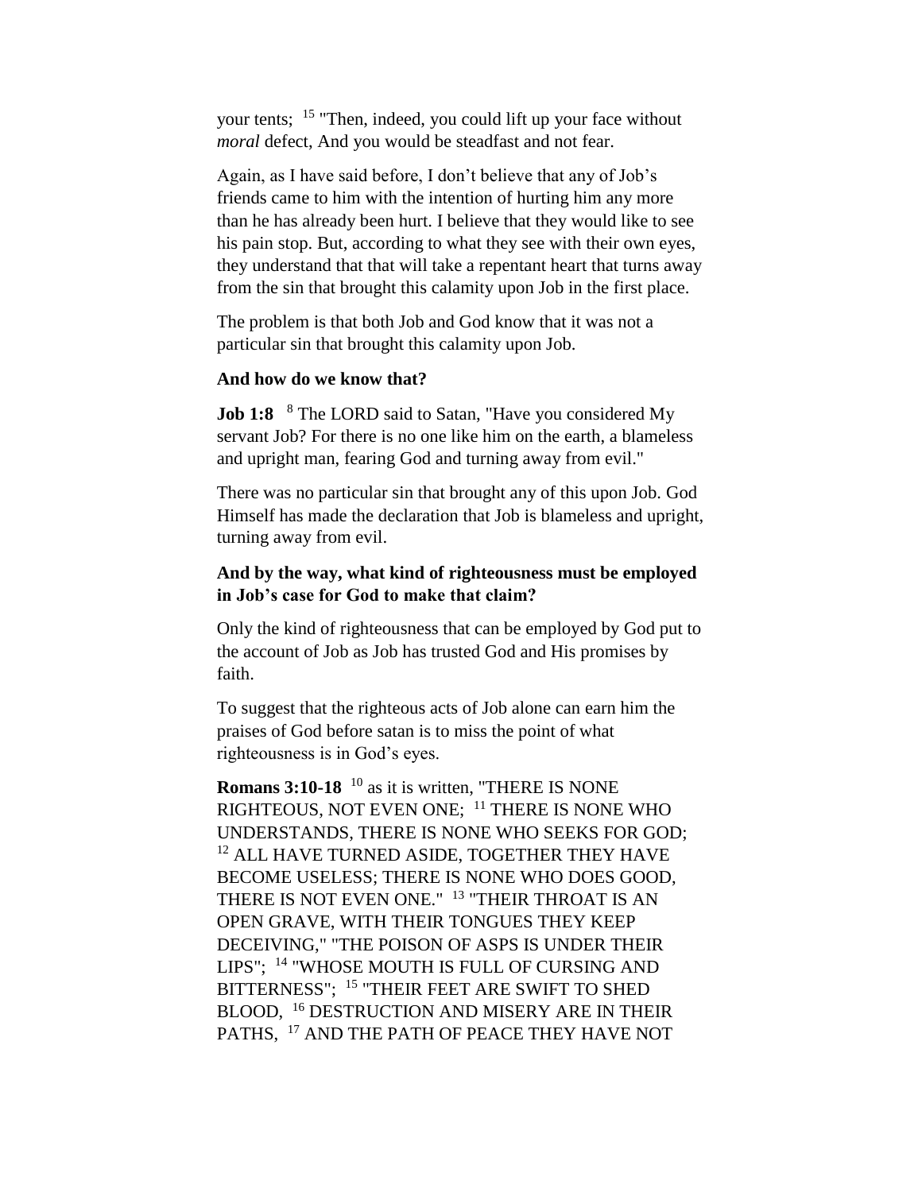your tents; [15] "Then, indeed, you could lift up your face without *moral* defect, And you would be steadfast and not fear.

Again, as I have said before, I don't believe that any of Job's friends came to him with the intention of hurting him any more than he has already been hurt. I believe that they would like to see his pain stop. But, according to what they see with their own eyes, they understand that that will take a repentant heart that turns away from the sin that brought this calamity upon Job in the first place.

The problem is that both Job and God know that it was not a particular sin that brought this calamity upon Job.

**And how do we know that?**

**Job 1:8** [8] The LORD said to Satan, "Have you considered My servant Job? For there is no one like him on the earth, a blameless and upright man, fearing God and turning away from evil."

There was no particular sin that brought any of this upon Job. God Himself has made the declaration that Job is blameless and upright, turning away from evil.

**And by the way, what kind of righteousness must be employed in Job's case for God to make that claim?**

Only the kind of righteousness that can be employed by God put to the account of Job as Job has trusted God and His promises by faith.

To suggest that the righteous acts of Job alone can earn him the praises of God before satan is to miss the point of what righteousness is in God's eyes.

**Romans 3:10-18** [10] as it is written, "THERE IS NONE RIGHTEOUS, NOT EVEN ONE; [11] THERE IS NONE WHO UNDERSTANDS, THERE IS NONE WHO SEEKS FOR GOD; [12] ALL HAVE TURNED ASIDE, TOGETHER THEY HAVE BECOME USELESS; THERE IS NONE WHO DOES GOOD, THERE IS NOT EVEN ONE." [13] "THEIR THROAT IS AN OPEN GRAVE, WITH THEIR TONGUES THEY KEEP DECEIVING," "THE POISON OF ASPS IS UNDER THEIR LIPS"; [14] "WHOSE MOUTH IS FULL OF CURSING AND BITTERNESS"; [15] "THEIR FEET ARE SWIFT TO SHED BLOOD, [16] DESTRUCTION AND MISERY ARE IN THEIR PATHS, [17] AND THE PATH OF PEACE THEY HAVE NOT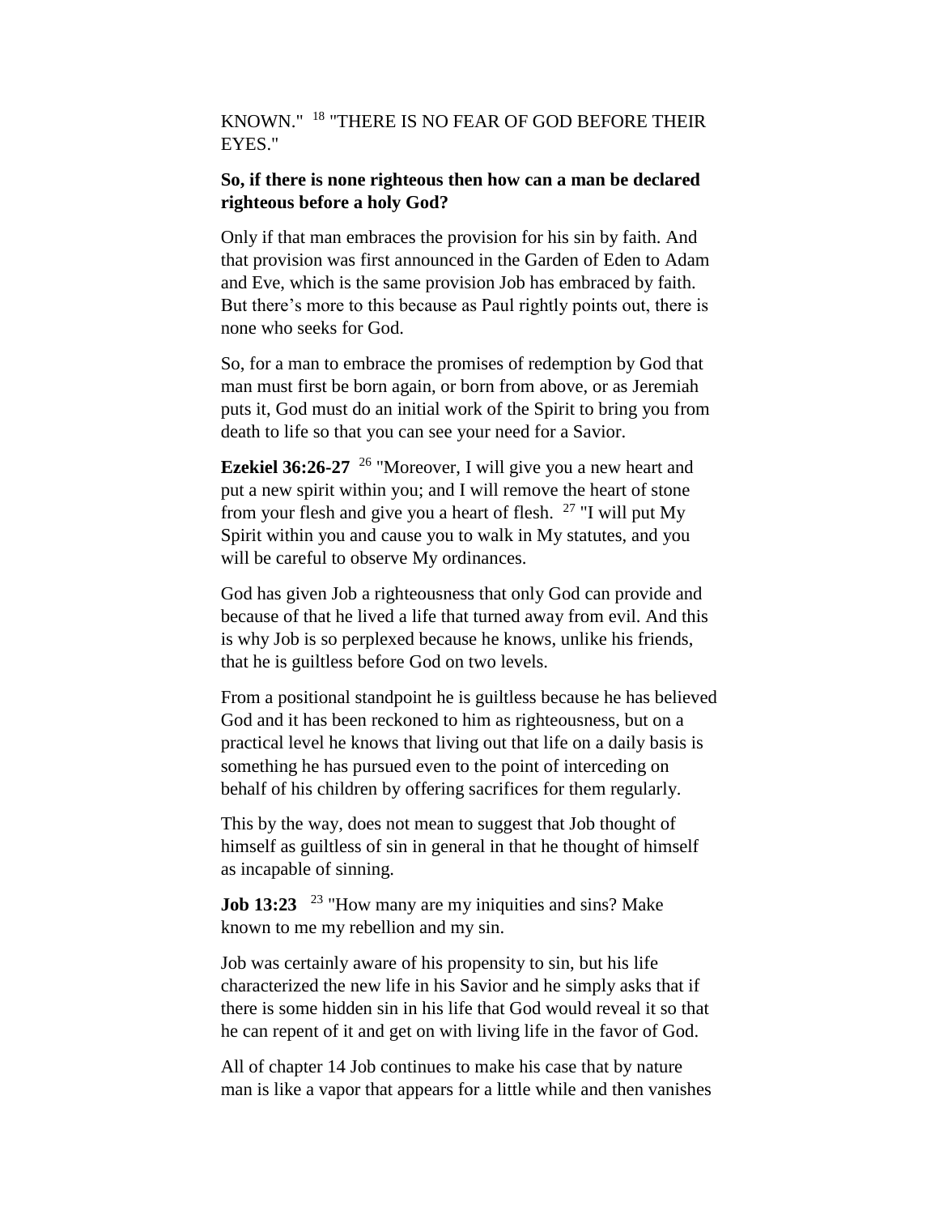KNOWN." [18] "THERE IS NO FEAR OF GOD BEFORE THEIR EYES."

**So, if there is none righteous then how can a man be declared righteous before a holy God?**

Only if that man embraces the provision for his sin by faith. And that provision was first announced in the Garden of Eden to Adam and Eve, which is the same provision Job has embraced by faith. But there's more to this because as Paul rightly points out, there is none who seeks for God.

So, for a man to embrace the promises of redemption by God that man must first be born again, or born from above, or as Jeremiah puts it, God must do an initial work of the Spirit to bring you from death to life so that you can see your need for a Savior.

**Ezekiel 36:26-27** [26] "Moreover, I will give you a new heart and put a new spirit within you; and I will remove the heart of stone from your flesh and give you a heart of flesh. [27] "I will put My Spirit within you and cause you to walk in My statutes, and you will be careful to observe My ordinances.

God has given Job a righteousness that only God can provide and because of that he lived a life that turned away from evil. And this is why Job is so perplexed because he knows, unlike his friends, that he is guiltless before God on two levels.

From a positional standpoint he is guiltless because he has believed God and it has been reckoned to him as righteousness, but on a practical level he knows that living out that life on a daily basis is something he has pursued even to the point of interceding on behalf of his children by offering sacrifices for them regularly.

This by the way, does not mean to suggest that Job thought of himself as guiltless of sin in general in that he thought of himself as incapable of sinning.

**Job 13:23** [23] "How many are my iniquities and sins? Make known to me my rebellion and my sin.

Job was certainly aware of his propensity to sin, but his life characterized the new life in his Savior and he simply asks that if there is some hidden sin in his life that God would reveal it so that he can repent of it and get on with living life in the favor of God.

All of chapter 14 Job continues to make his case that by nature man is like a vapor that appears for a little while and then vanishes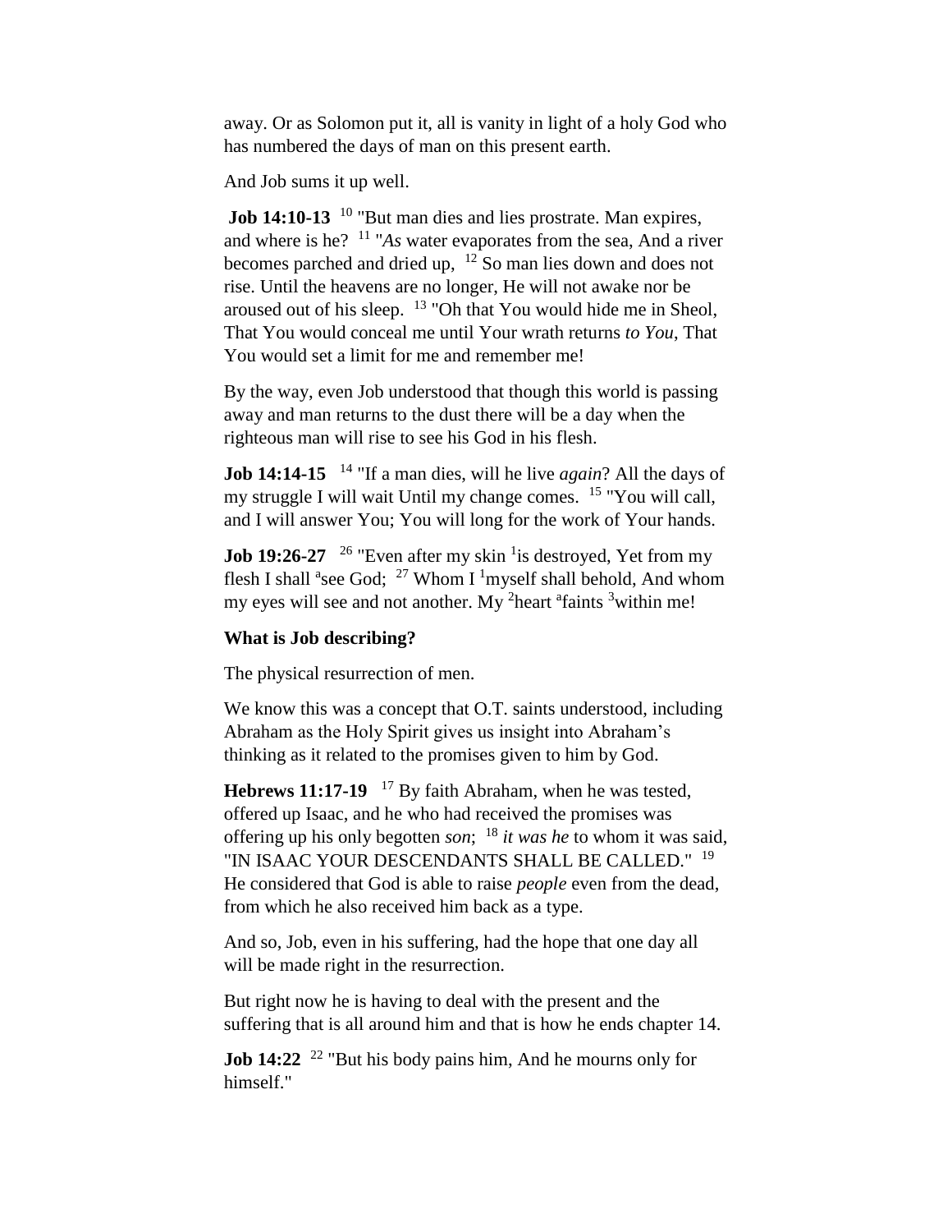away. Or as Solomon put it, all is vanity in light of a holy God who has numbered the days of man on this present earth.

And Job sums it up well.

**Job 14:10-13** [10] "But man dies and lies prostrate. Man expires, and where is he? [11] "*As* water evaporates from the sea, And a river becomes parched and dried up, [12] So man lies down and does not rise. Until the heavens are no longer, He will not awake nor be aroused out of his sleep. [13] "Oh that You would hide me in Sheol, That You would conceal me until Your wrath returns *to You,* That You would set a limit for me and remember me!

By the way, even Job understood that though this world is passing away and man returns to the dust there will be a day when the righteous man will rise to see his God in his flesh.

**Job 14:14-15** [14] "If a man dies, will he live *again*? All the days of my struggle I will wait Until my change comes. [15] "You will call, and I will answer You; You will long for the work of Your hands.

**Job 19:26-27** [26] "Even after my skin [1]is destroyed, Yet from my flesh I shall [a]see God; [27] Whom I [1]myself shall behold, And whom my eyes will see and not another. My [2]heart [a]faints [3]within me!

**What is Job describing?**

The physical resurrection of men.

We know this was a concept that O.T. saints understood, including Abraham as the Holy Spirit gives us insight into Abraham's thinking as it related to the promises given to him by God.

**Hebrews 11:17-19** [17] By faith Abraham, when he was tested, offered up Isaac, and he who had received the promises was offering up his only begotten *son*; [18] *it was he* to whom it was said, "IN ISAAC YOUR DESCENDANTS SHALL BE CALLED." [19] He considered that God is able to raise *people* even from the dead, from which he also received him back as a type.

And so, Job, even in his suffering, had the hope that one day all will be made right in the resurrection.

But right now he is having to deal with the present and the suffering that is all around him and that is how he ends chapter 14.

**Job 14:22** [22] "But his body pains him, And he mourns only for himself."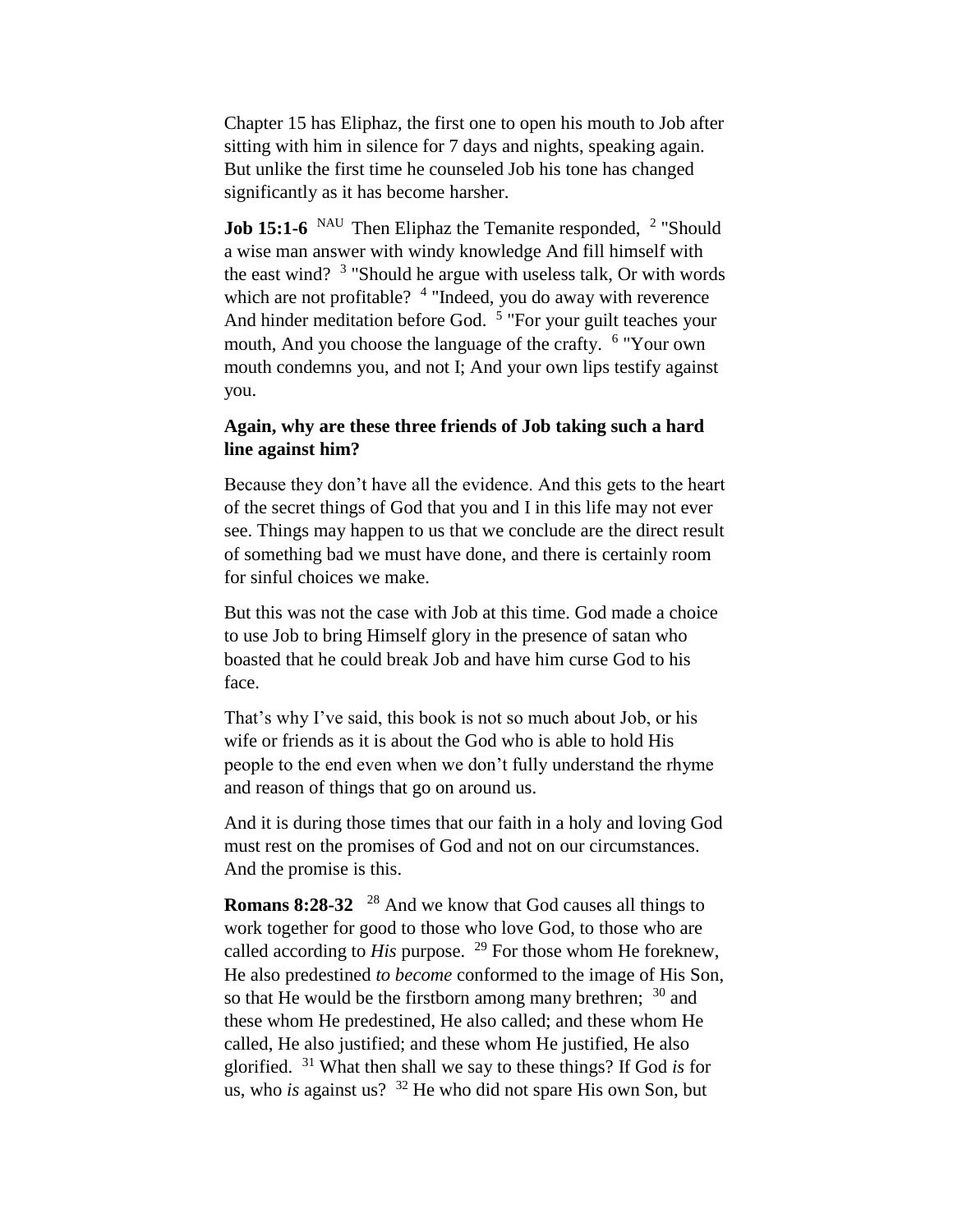Chapter 15 has Eliphaz, the first one to open his mouth to Job after sitting with him in silence for 7 days and nights, speaking again. But unlike the first time he counseled Job his tone has changed significantly as it has become harsher.

**Job 15:1-6** NAU Then Eliphaz the Temanite responded, 2 "Should a wise man answer with windy knowledge And fill himself with the east wind? 3 "Should he argue with useless talk, Or with words which are not profitable? 4 "Indeed, you do away with reverence And hinder meditation before God. 5 "For your guilt teaches your mouth, And you choose the language of the crafty. 6 "Your own mouth condemns you, and not I; And your own lips testify against you.

**Again, why are these three friends of Job taking such a hard line against him?**

Because they don't have all the evidence. And this gets to the heart of the secret things of God that you and I in this life may not ever see. Things may happen to us that we conclude are the direct result of something bad we must have done, and there is certainly room for sinful choices we make.

But this was not the case with Job at this time. God made a choice to use Job to bring Himself glory in the presence of satan who boasted that he could break Job and have him curse God to his face.

That's why I've said, this book is not so much about Job, or his wife or friends as it is about the God who is able to hold His people to the end even when we don't fully understand the rhyme and reason of things that go on around us.

And it is during those times that our faith in a holy and loving God must rest on the promises of God and not on our circumstances. And the promise is this.

**Romans 8:28-32** 28 And we know that God causes all things to work together for good to those who love God, to those who are called according to *His* purpose. 29 For those whom He foreknew, He also predestined *to become* conformed to the image of His Son, so that He would be the firstborn among many brethren; 30 and these whom He predestined, He also called; and these whom He called, He also justified; and these whom He justified, He also glorified. 31 What then shall we say to these things? If God *is* for us, who *is* against us? 32 He who did not spare His own Son, but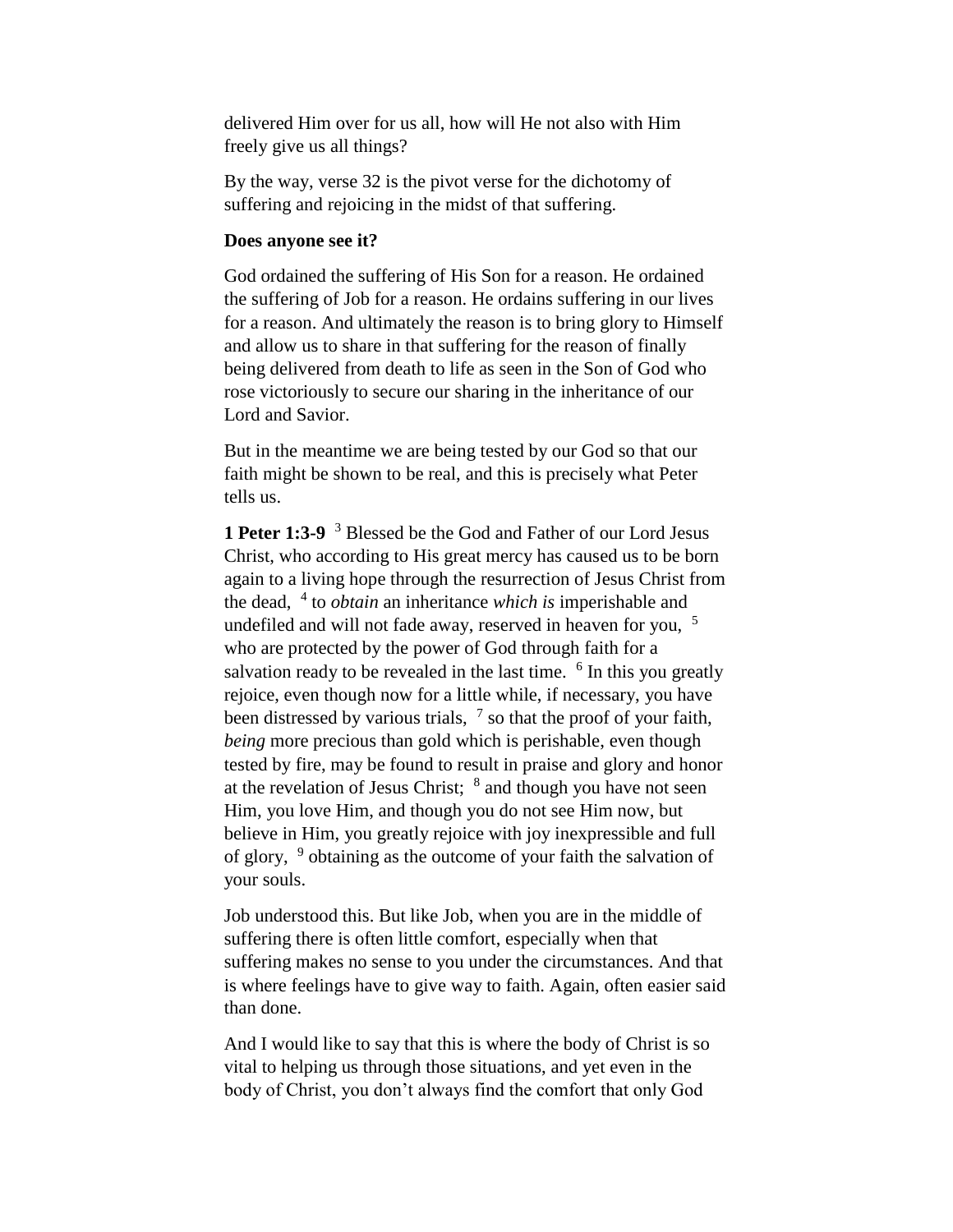delivered Him over for us all, how will He not also with Him freely give us all things?

By the way, verse 32 is the pivot verse for the dichotomy of suffering and rejoicing in the midst of that suffering.

**Does anyone see it?**

God ordained the suffering of His Son for a reason. He ordained the suffering of Job for a reason. He ordains suffering in our lives for a reason. And ultimately the reason is to bring glory to Himself and allow us to share in that suffering for the reason of finally being delivered from death to life as seen in the Son of God who rose victoriously to secure our sharing in the inheritance of our Lord and Savior.

But in the meantime we are being tested by our God so that our faith might be shown to be real, and this is precisely what Peter tells us.

**1 Peter 1:3-9** [3] Blessed be the God and Father of our Lord Jesus Christ, who according to His great mercy has caused us to be born again to a living hope through the resurrection of Jesus Christ from the dead, [4] to *obtain* an inheritance *which is* imperishable and undefiled and will not fade away, reserved in heaven for you, [5] who are protected by the power of God through faith for a salvation ready to be revealed in the last time. [6] In this you greatly rejoice, even though now for a little while, if necessary, you have been distressed by various trials, [7] so that the proof of your faith, *being* more precious than gold which is perishable, even though tested by fire, may be found to result in praise and glory and honor at the revelation of Jesus Christ; [8] and though you have not seen Him, you love Him, and though you do not see Him now, but believe in Him, you greatly rejoice with joy inexpressible and full of glory, [9] obtaining as the outcome of your faith the salvation of your souls.

Job understood this. But like Job, when you are in the middle of suffering there is often little comfort, especially when that suffering makes no sense to you under the circumstances. And that is where feelings have to give way to faith. Again, often easier said than done.

And I would like to say that this is where the body of Christ is so vital to helping us through those situations, and yet even in the body of Christ, you don't always find the comfort that only God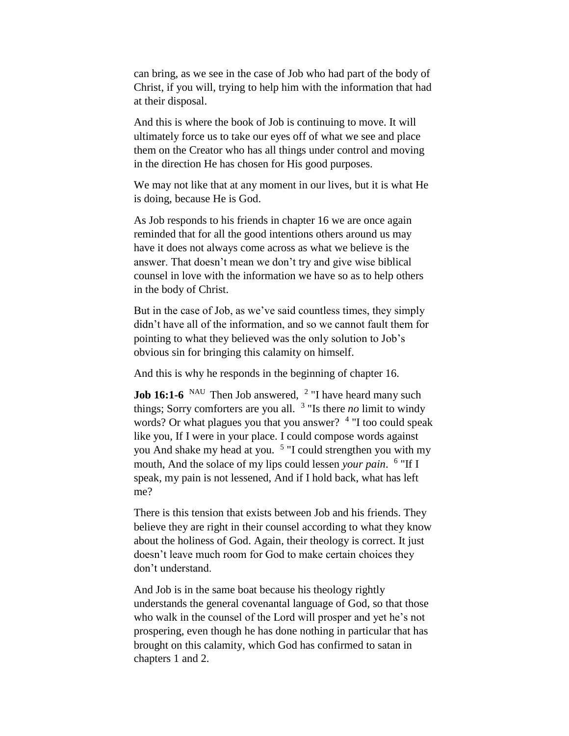can bring, as we see in the case of Job who had part of the body of Christ, if you will, trying to help him with the information that had at their disposal.

And this is where the book of Job is continuing to move. It will ultimately force us to take our eyes off of what we see and place them on the Creator who has all things under control and moving in the direction He has chosen for His good purposes.

We may not like that at any moment in our lives, but it is what He is doing, because He is God.

As Job responds to his friends in chapter 16 we are once again reminded that for all the good intentions others around us may have it does not always come across as what we believe is the answer. That doesn't mean we don't try and give wise biblical counsel in love with the information we have so as to help others in the body of Christ.

But in the case of Job, as we've said countless times, they simply didn't have all of the information, and so we cannot fault them for pointing to what they believed was the only solution to Job's obvious sin for bringing this calamity on himself.

And this is why he responds in the beginning of chapter 16.

**Job 16:1-6** NAU Then Job answered, [2] "I have heard many such things; Sorry comforters are you all. [3] "Is there *no* limit to windy words? Or what plagues you that you answer? [4] "I too could speak like you, If I were in your place. I could compose words against you And shake my head at you. [5] "I could strengthen you with my mouth, And the solace of my lips could lessen *your pain*. [6] "If I speak, my pain is not lessened, And if I hold back, what has left me?

There is this tension that exists between Job and his friends. They believe they are right in their counsel according to what they know about the holiness of God. Again, their theology is correct. It just doesn't leave much room for God to make certain choices they don't understand.

And Job is in the same boat because his theology rightly understands the general covenantal language of God, so that those who walk in the counsel of the Lord will prosper and yet he's not prospering, even though he has done nothing in particular that has brought on this calamity, which God has confirmed to satan in chapters 1 and 2.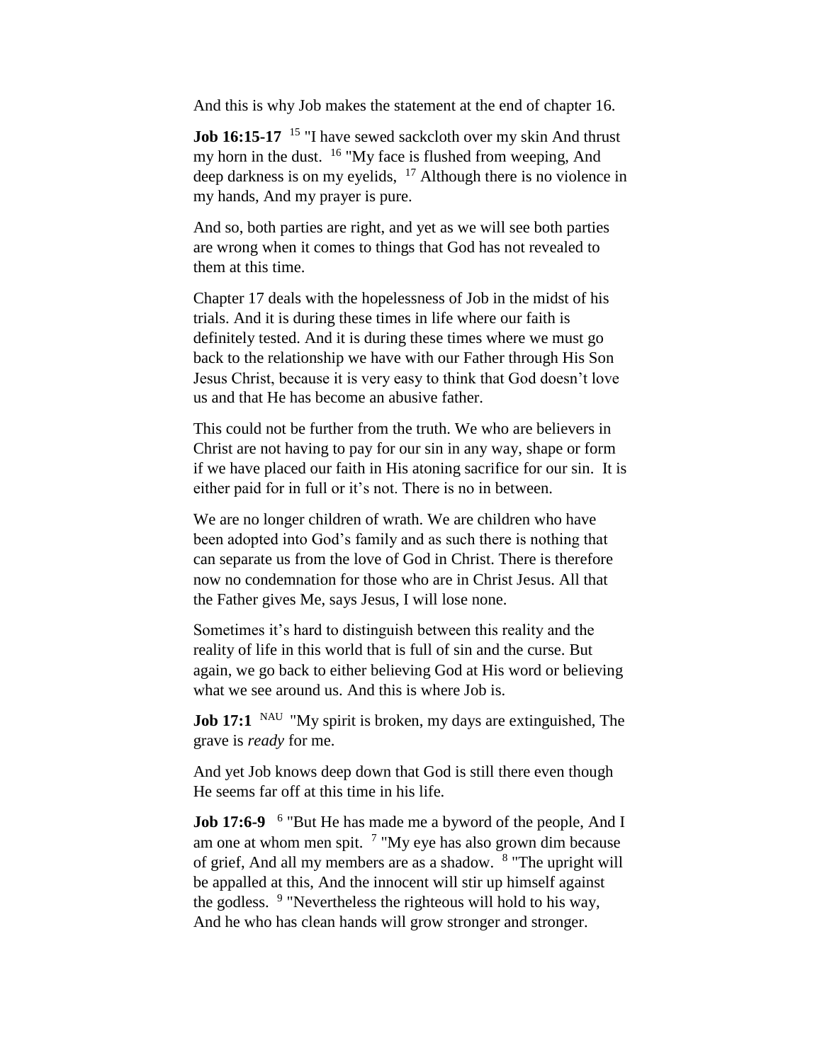And this is why Job makes the statement at the end of chapter 16.

**Job 16:15-17** [15] "I have sewed sackcloth over my skin And thrust my horn in the dust. [16] "My face is flushed from weeping, And deep darkness is on my eyelids, [17] Although there is no violence in my hands, And my prayer is pure.

And so, both parties are right, and yet as we will see both parties are wrong when it comes to things that God has not revealed to them at this time.

Chapter 17 deals with the hopelessness of Job in the midst of his trials. And it is during these times in life where our faith is definitely tested. And it is during these times where we must go back to the relationship we have with our Father through His Son Jesus Christ, because it is very easy to think that God doesn't love us and that He has become an abusive father.

This could not be further from the truth. We who are believers in Christ are not having to pay for our sin in any way, shape or form if we have placed our faith in His atoning sacrifice for our sin. It is either paid for in full or it's not. There is no in between.

We are no longer children of wrath. We are children who have been adopted into God's family and as such there is nothing that can separate us from the love of God in Christ. There is therefore now no condemnation for those who are in Christ Jesus. All that the Father gives Me, says Jesus, I will lose none.

Sometimes it's hard to distinguish between this reality and the reality of life in this world that is full of sin and the curse. But again, we go back to either believing God at His word or believing what we see around us. And this is where Job is.

**Job 17:1** [NAU] "My spirit is broken, my days are extinguished, The grave is *ready* for me.

And yet Job knows deep down that God is still there even though He seems far off at this time in his life.

**Job 17:6-9** [6] "But He has made me a byword of the people, And I am one at whom men spit. [7] "My eye has also grown dim because of grief, And all my members are as a shadow. [8] "The upright will be appalled at this, And the innocent will stir up himself against the godless. [9] "Nevertheless the righteous will hold to his way, And he who has clean hands will grow stronger and stronger.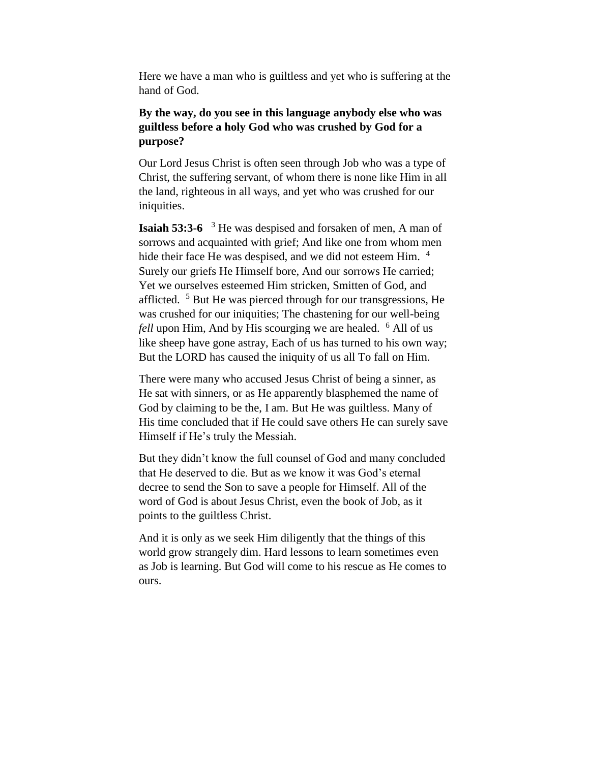Here we have a man who is guiltless and yet who is suffering at the hand of God.

**By the way, do you see in this language anybody else who was guiltless before a holy God who was crushed by God for a purpose?**

Our Lord Jesus Christ is often seen through Job who was a type of Christ, the suffering servant, of whom there is none like Him in all the land, righteous in all ways, and yet who was crushed for our iniquities.

**Isaiah 53:3-6** [3] He was despised and forsaken of men, A man of sorrows and acquainted with grief; And like one from whom men hide their face He was despised, and we did not esteem Him. [4] Surely our griefs He Himself bore, And our sorrows He carried; Yet we ourselves esteemed Him stricken, Smitten of God, and afflicted. [5] But He was pierced through for our transgressions, He was crushed for our iniquities; The chastening for our well-being *fell* upon Him, And by His scourging we are healed. [6] All of us like sheep have gone astray, Each of us has turned to his own way; But the LORD has caused the iniquity of us all To fall on Him.

There were many who accused Jesus Christ of being a sinner, as He sat with sinners, or as He apparently blasphemed the name of God by claiming to be the, I am. But He was guiltless. Many of His time concluded that if He could save others He can surely save Himself if He's truly the Messiah.

But they didn't know the full counsel of God and many concluded that He deserved to die. But as we know it was God's eternal decree to send the Son to save a people for Himself. All of the word of God is about Jesus Christ, even the book of Job, as it points to the guiltless Christ.

And it is only as we seek Him diligently that the things of this world grow strangely dim. Hard lessons to learn sometimes even as Job is learning. But God will come to his rescue as He comes to ours.